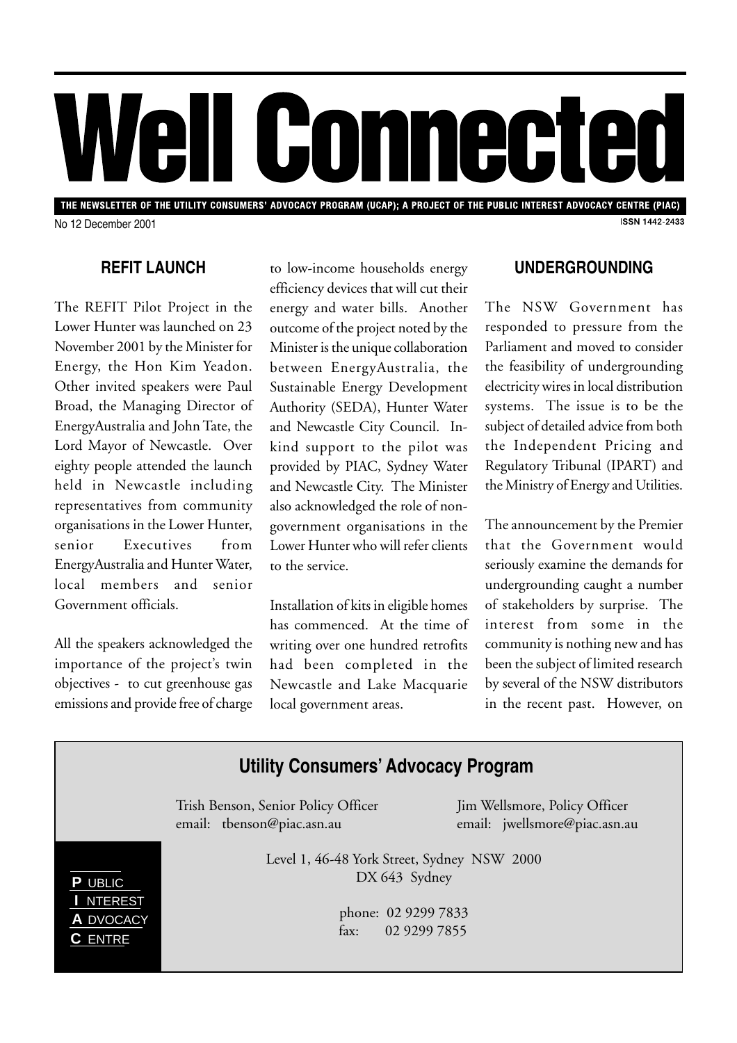# Well Connected

**THE NEWSLETTER OF THE UTILITY CONSUMERS' ADVOCACY PROGRAM (UCAP); A PROJECT OF THE PUBLIC INTEREST ADVOCACY CENTRE (PIAC)**

No 12 December 2001

ISSN 1442-2433

## REFIT LAUNCH

The REFIT Pilot Project in the Lower Hunter was launched on 23 November 2001 by the Minister for Energy, the Hon Kim Yeadon. Other invited speakers were Paul Broad, the Managing Director of EnergyAustralia and John Tate, the Lord Mayor of Newcastle. Over eighty people attended the launch held in Newcastle including representatives from community organisations in the Lower Hunter, senior Executives from EnergyAustralia and Hunter Water, local members and senior Government officials.

All the speakers acknowledged the importance of the project's twin objectives - to cut greenhouse gas emissions and provide free of charge to low-income households energy efficiency devices that will cut their energy and water bills. Another outcome of the project noted by the Minister is the unique collaboration between EnergyAustralia, the Sustainable Energy Development Authority (SEDA), Hunter Water and Newcastle City Council. In-kind support to the pilot was provided by PIAC, Sydney Water and Newcastle City. The Minister also acknowledged the role of non-government organisations in the Lower Hunter who will refer clients to the service.

Installation of kits in eligible homes has commenced. At the time of writing over one hundred retrofits had been completed in the Newcastle and Lake Macquarie local government areas.

## UNDERGROUNDING

The NSW Government has responded to pressure from the Parliament and moved to consider the feasibility of undergrounding electricity wires in local distribution systems. The issue is to be the subject of detailed advice from both the Independent Pricing and Regulatory Tribunal (IPART) and the Ministry of Energy and Utilities.

The announcement by the Premier that the Government would seriously examine the demands for undergrounding caught a number of stakeholders by surprise. The interest from some in the community is nothing new and has been the subject of limited research by several of the NSW distributors in the recent past. However, on

---

## Utility Consumers' Advocacy Program

Trish Benson, Senior Policy Officer
email: tbenson@piac.asn.au

Jim Wellsmore, Policy Officer
email: jwellsmore@piac.asn.au

**P**UBLIC
**I**NTEREST
**A**DVOCACY
**C**ENTRE

Level 1, 46-48 York Street, Sydney NSW 2000
DX 643 Sydney

phone: 02 9299 7833
fax: 02 9299 7855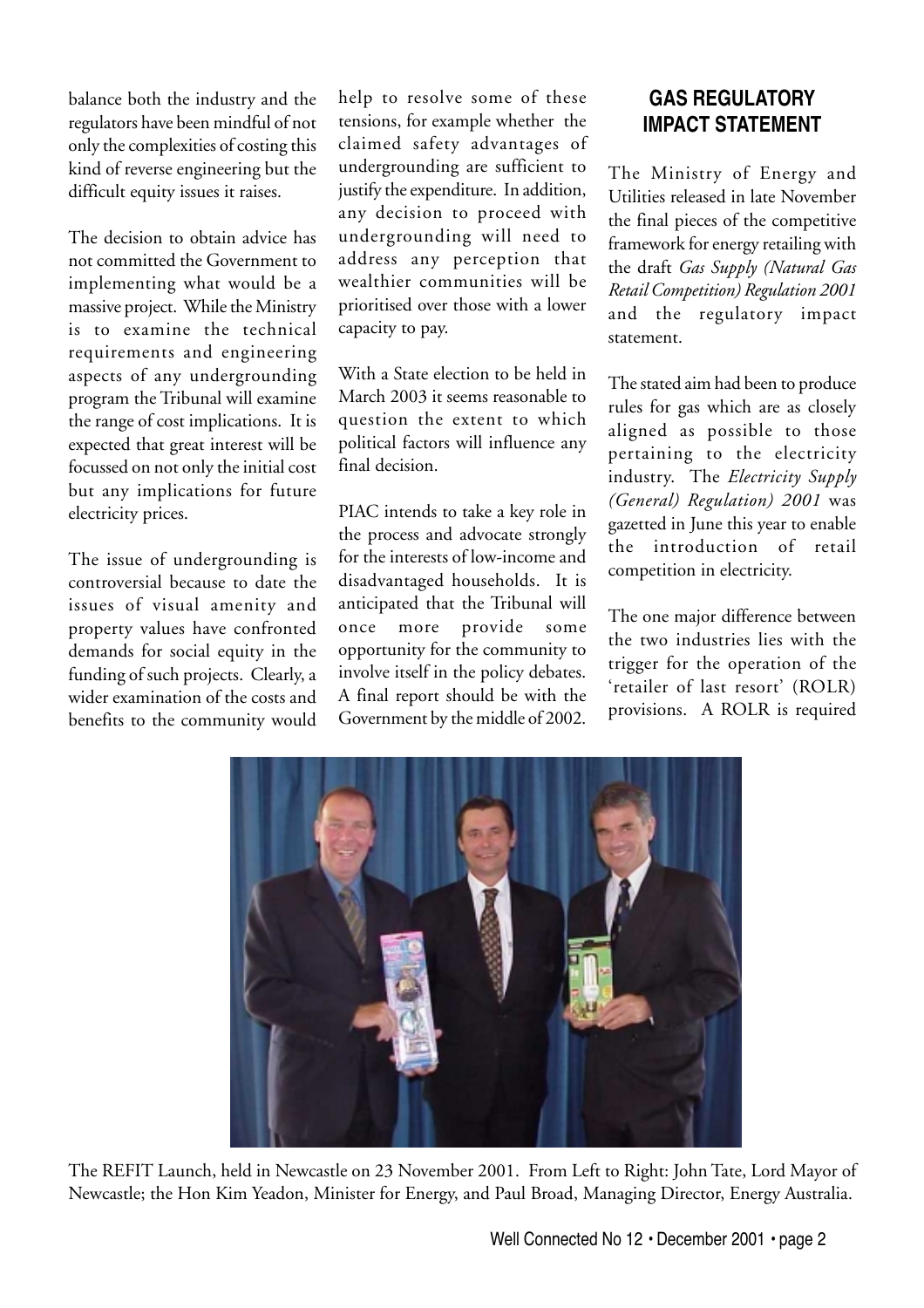balance both the industry and the regulators have been mindful of not only the complexities of costing this kind of reverse engineering but the difficult equity issues it raises.

The decision to obtain advice has not committed the Government to implementing what would be a massive project. While the Ministry is to examine the technical requirements and engineering aspects of any undergrounding program the Tribunal will examine the range of cost implications. It is expected that great interest will be focussed on not only the initial cost but any implications for future electricity prices.

The issue of undergrounding is controversial because to date the issues of visual amenity and property values have confronted demands for social equity in the funding of such projects. Clearly, a wider examination of the costs and benefits to the community would help to resolve some of these tensions, for example whether the claimed safety advantages of undergrounding are sufficient to justify the expenditure. In addition, any decision to proceed with undergrounding will need to address any perception that wealthier communities will be prioritised over those with a lower capacity to pay.

With a State election to be held in March 2003 it seems reasonable to question the extent to which political factors will influence any final decision.

PIAC intends to take a key role in the process and advocate strongly for the interests of low-income and disadvantaged households. It is anticipated that the Tribunal will once more provide some opportunity for the community to involve itself in the policy debates. A final report should be with the Government by the middle of 2002.

## GAS REGULATORY IMPACT STATEMENT

The Ministry of Energy and Utilities released in late November the final pieces of the competitive framework for energy retailing with the draft *Gas Supply (Natural Gas Retail Competition) Regulation 2001* and the regulatory impact statement.

The stated aim had been to produce rules for gas which are as closely aligned as possible to those pertaining to the electricity industry. The *Electricity Supply (General) Regulation) 2001* was gazetted in June this year to enable the introduction of retail competition in electricity.

The one major difference between the two industries lies with the trigger for the operation of the 'retailer of last resort' (ROLR) provisions. A ROLR is required

The REFIT Launch, held in Newcastle on 23 November 2001. From Left to Right: John Tate, Lord Mayor of Newcastle; the Hon Kim Yeadon, Minister for Energy, and Paul Broad, Managing Director, Energy Australia.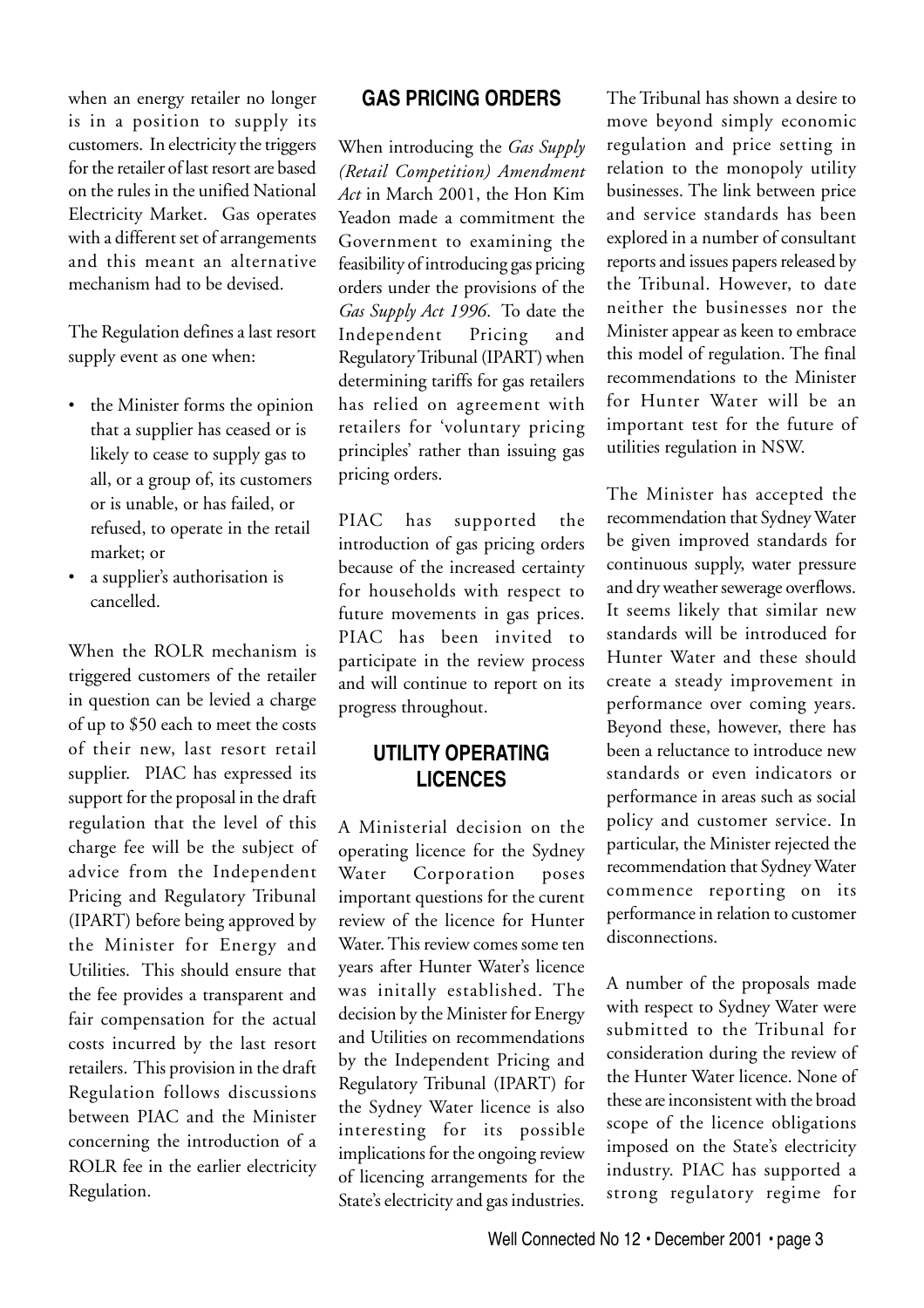when an energy retailer no longer is in a position to supply its customers. In electricity the triggers for the retailer of last resort are based on the rules in the unified National Electricity Market. Gas operates with a different set of arrangements and this meant an alternative mechanism had to be devised.

The Regulation defines a last resort supply event as one when:

- the Minister forms the opinion that a supplier has ceased or is likely to cease to supply gas to all, or a group of, its customers or is unable, or has failed, or refused, to operate in the retail market; or
- a supplier's authorisation is cancelled.

When the ROLR mechanism is triggered customers of the retailer in question can be levied a charge of up to $50 each to meet the costs of their new, last resort retail supplier. PIAC has expressed its support for the proposal in the draft regulation that the level of this charge fee will be the subject of advice from the Independent Pricing and Regulatory Tribunal (IPART) before being approved by the Minister for Energy and Utilities. This should ensure that the fee provides a transparent and fair compensation for the actual costs incurred by the last resort retailers. This provision in the draft Regulation follows discussions between PIAC and the Minister concerning the introduction of a ROLR fee in the earlier electricity Regulation.

## GAS PRICING ORDERS

When introducing the *Gas Supply (Retail Competition) Amendment Act* in March 2001, the Hon Kim Yeadon made a commitment the Government to examining the feasibility of introducing gas pricing orders under the provisions of the *Gas Supply Act 1996*. To date the Independent Pricing and Regulatory Tribunal (IPART) when determining tariffs for gas retailers has relied on agreement with retailers for 'voluntary pricing principles' rather than issuing gas pricing orders.

PIAC has supported the introduction of gas pricing orders because of the increased certainty for households with respect to future movements in gas prices. PIAC has been invited to participate in the review process and will continue to report on its progress throughout.

## UTILITY OPERATING LICENCES

A Ministerial decision on the operating licence for the Sydney Water Corporation poses important questions for the curent review of the licence for Hunter Water. This review comes some ten years after Hunter Water's licence was initally established. The decision by the Minister for Energy and Utilities on recommendations by the Independent Pricing and Regulatory Tribunal (IPART) for the Sydney Water licence is also interesting for its possible implications for the ongoing review of licencing arrangements for the State's electricity and gas industries.

The Tribunal has shown a desire to move beyond simply economic regulation and price setting in relation to the monopoly utility businesses. The link between price and service standards has been explored in a number of consultant reports and issues papers released by the Tribunal. However, to date neither the businesses nor the Minister appear as keen to embrace this model of regulation. The final recommendations to the Minister for Hunter Water will be an important test for the future of utilities regulation in NSW.

The Minister has accepted the recommendation that Sydney Water be given improved standards for continuous supply, water pressure and dry weather sewerage overflows. It seems likely that similar new standards will be introduced for Hunter Water and these should create a steady improvement in performance over coming years. Beyond these, however, there has been a reluctance to introduce new standards or even indicators or performance in areas such as social policy and customer service. In particular, the Minister rejected the recommendation that Sydney Water commence reporting on its performance in relation to customer disconnections.

A number of the proposals made with respect to Sydney Water were submitted to the Tribunal for consideration during the review of the Hunter Water licence. None of these are inconsistent with the broad scope of the licence obligations imposed on the State's electricity industry. PIAC has supported a strong regulatory regime for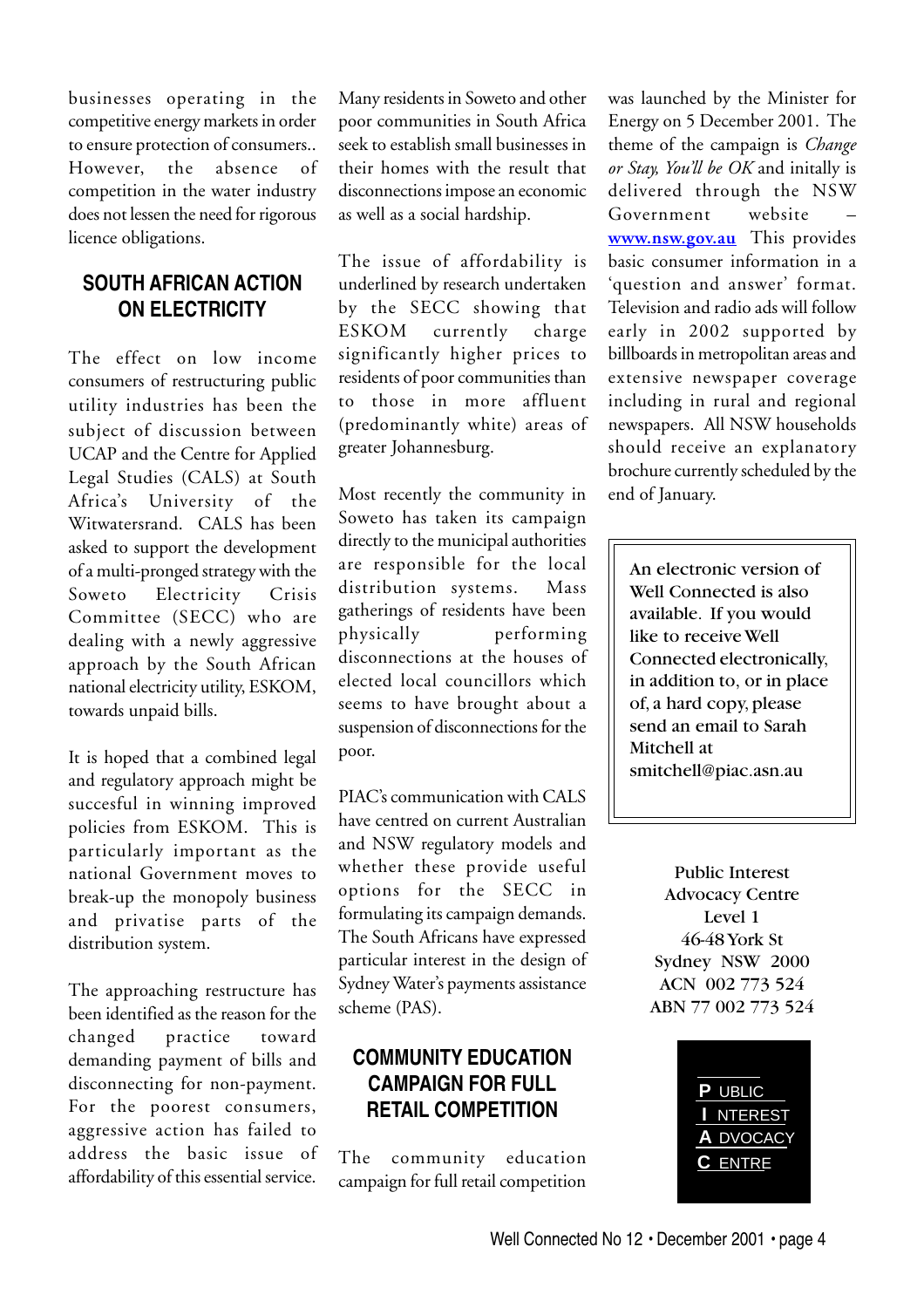businesses operating in the competitive energy markets in order to ensure protection of consumers.. However, the absence of competition in the water industry does not lessen the need for rigorous licence obligations.

## SOUTH AFRICAN ACTION ON ELECTRICITY

The effect on low income consumers of restructuring public utility industries has been the subject of discussion between UCAP and the Centre for Applied Legal Studies (CALS) at South Africa's University of the Witwatersrand. CALS has been asked to support the development of a multi-pronged strategy with the Soweto Electricity Crisis Committee (SECC) who are dealing with a newly aggressive approach by the South African national electricity utility, ESKOM, towards unpaid bills.

It is hoped that a combined legal and regulatory approach might be succesful in winning improved policies from ESKOM. This is particularly important as the national Government moves to break-up the monopoly business and privatise parts of the distribution system.

The approaching restructure has been identified as the reason for the changed practice toward demanding payment of bills and disconnecting for non-payment. For the poorest consumers, aggressive action has failed to address the basic issue of affordability of this essential service.

Many residents in Soweto and other poor communities in South Africa seek to establish small businesses in their homes with the result that disconnections impose an economic as well as a social hardship.

The issue of affordability is underlined by research undertaken by the SECC showing that ESKOM currently charge significantly higher prices to residents of poor communities than to those in more affluent (predominantly white) areas of greater Johannesburg.

Most recently the community in Soweto has taken its campaign directly to the municipal authorities are responsible for the local distribution systems. Mass gatherings of residents have been physically performing disconnections at the houses of elected local councillors which seems to have brought about a suspension of disconnections for the poor.

PIAC's communication with CALS have centred on current Australian and NSW regulatory models and whether these provide useful options for the SECC in formulating its campaign demands. The South Africans have expressed particular interest in the design of Sydney Water's payments assistance scheme (PAS).

## COMMUNITY EDUCATION CAMPAIGN FOR FULL RETAIL COMPETITION

The community education campaign for full retail competition was launched by the Minister for Energy on 5 December 2001. The theme of the campaign is *Change or Stay, You'll be OK* and initally is delivered through the NSW Government website – **www.nsw.gov.au** This provides basic consumer information in a 'question and answer' format. Television and radio ads will follow early in 2002 supported by billboards in metropolitan areas and extensive newspaper coverage including in rural and regional newspapers. All NSW households should receive an explanatory brochure currently scheduled by the end of January.

An electronic version of Well Connected is also available. If you would like to receive Well Connected electronically, in addition to, or in place of, a hard copy, please send an email to Sarah Mitchell at smitchell@piac.asn.au

Public Interest Advocacy Centre
Level 1
46-48 York St
Sydney NSW 2000
ACN 002 773 524
ABN 77 002 773 524

PUBLIC
INTEREST
ADVOCACY
CENTRE